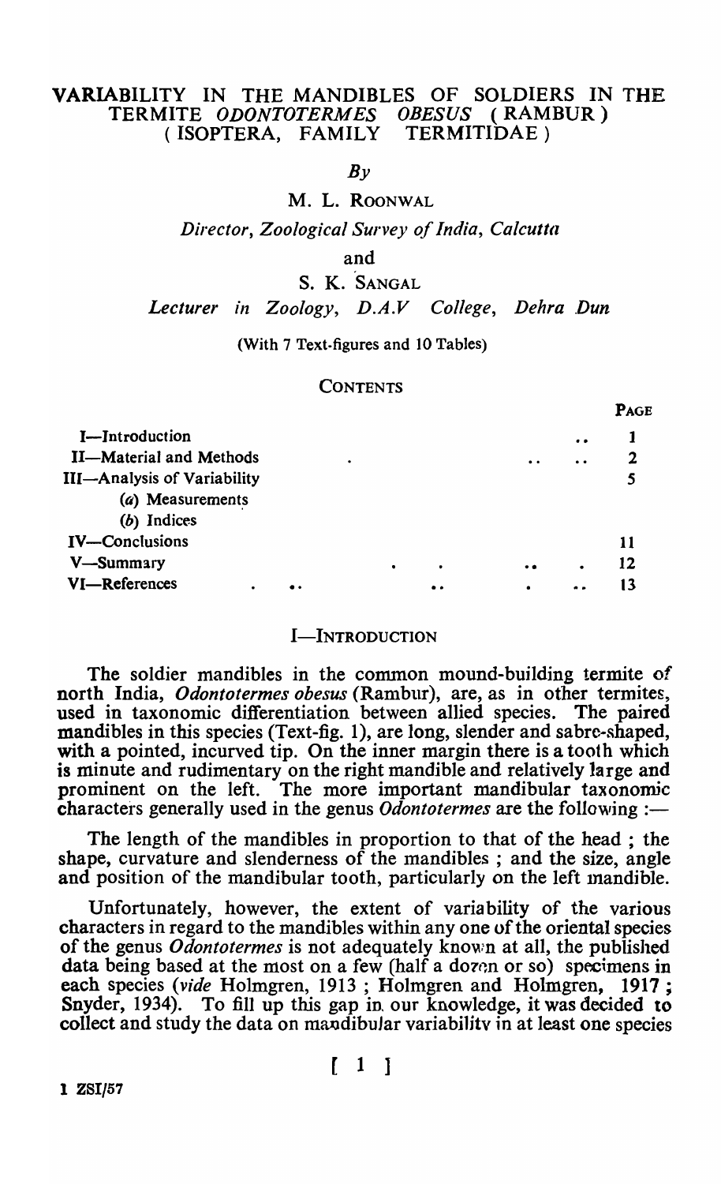# VARIABILITY IN THE MANDIBLES OF SOLDIERS IN THE TERMITE *ODONTOTERMES OBESUS* (RAMBUR) (ISOPTERA, FAMILY TERMITIDAE)

*By*

M. L. ROONWAL

*Director, Zoological Survey of India, Calcutta*

and

S. K. SANGAL

*Lecturer in Zoology, D.A.V College, Dehra Dun*

(With 7 Text-figures and 10 Tables)

## CONTENTS

| | PAGE |
|---|---|
| I—Introduction | 1 |
| II—Material and Methods | 2 |
| III—Analysis of Variability | 5 |
| (*a*) Measurements | |
| (*b*) Indices | |
| IV—Conclusions | 11 |
| V—Summary | 12 |
| VI—References | 13 |

## I—INTRODUCTION

The soldier mandibles in the common mound-building termite of north India, *Odontotermes obesus* (Rambur), are, as in other termites, used in taxonomic differentiation between allied species. The paired mandibles in this species (Text-fig. 1), are long, slender and sabre-shaped, with a pointed, incurved tip. On the inner margin there is a tooth which is minute and rudimentary on the right mandible and relatively large and prominent on the left. The more important mandibular taxonomic characters generally used in the genus *Odontotermes* are the following :—

The length of the mandibles in proportion to that of the head ; the shape, curvature and slenderness of the mandibles ; and the size, angle and position of the mandibular tooth, particularly on the left mandible.

Unfortunately, however, the extent of variability of the various characters in regard to the mandibles within any one of the oriental species of the genus *Odontotermes* is not adequately known at all, the published data being based at the most on a few (half a dozen or so) specimens in each species (*vide* Holmgren, 1913 ; Holmgren and Holmgren, 1917 ; Snyder, 1934). To fill up this gap in our knowledge, it was decided to collect and study the data on mandibular variability in at least one species

1 ZSI/57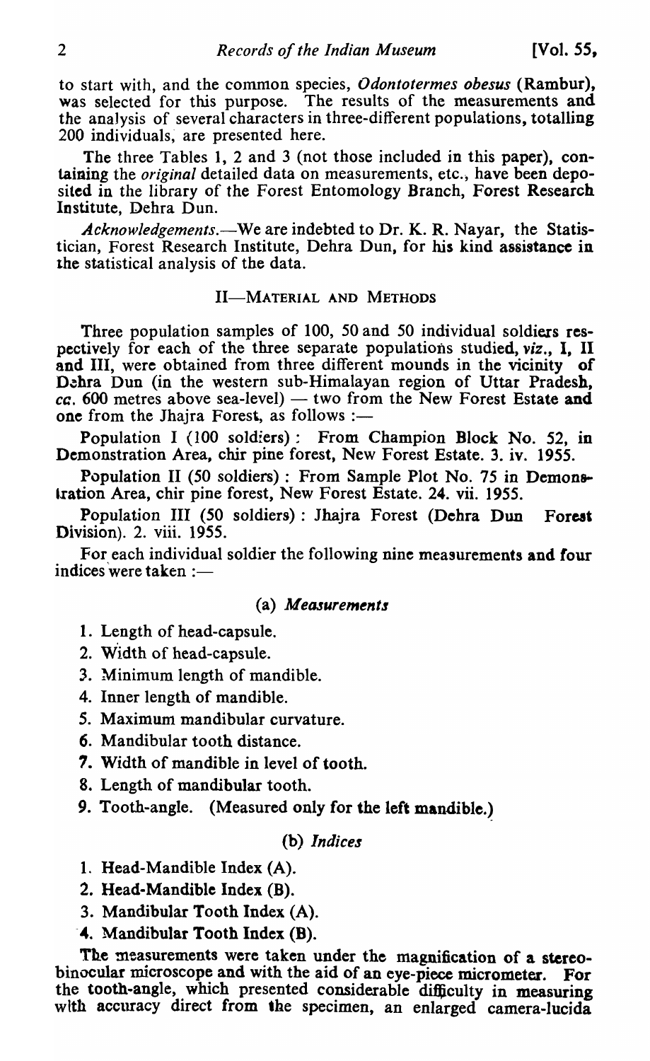to start with, and the common species, *Odontotermes obesus* (Rambur), was selected for this purpose. The results of the measurements and the analysis of several characters in three-different populations, totalling 200 individuals, are presented here.

The three Tables 1, 2 and 3 (not those included in this paper), containing the *original* detailed data on measurements, etc., have been deposited in the library of the Forest Entomology Branch, Forest Research Institute, Dehra Dun.

*Acknowledgements.*—We are indebted to Dr. K. R. Nayar, the Statistician, Forest Research Institute, Dehra Dun, for his kind assistance in the statistical analysis of the data.

## II—MATERIAL AND METHODS

Three population samples of 100, 50 and 50 individual soldiers respectively for each of the three separate populations studied, *viz.*, I, II and III, were obtained from three different mounds in the vicinity of Dehra Dun (in the western sub-Himalayan region of Uttar Pradesh, *ca.* 600 metres above sea-level) — two from the New Forest Estate and one from the Jhajra Forest, as follows :—

Population I (100 soldiers) : From Champion Block No. 52, in Demonstration Area, chir pine forest, New Forest Estate. 3. iv. 1955.

Population II (50 soldiers) : From Sample Plot No. 75 in Demonstration Area, chir pine forest, New Forest Estate. 24. vii. 1955.

Population III (50 soldiers) : Jhajra Forest (Dehra Dun Forest Division). 2. viii. 1955.

For each individual soldier the following nine measurements and four indices were taken :—

### (a) *Measurements*

1. Length of head-capsule.
2. Width of head-capsule.
3. Minimum length of mandible.
4. Inner length of mandible.
5. Maximum mandibular curvature.
6. Mandibular tooth distance.
7. Width of mandible in level of tooth.
8. Length of mandibular tooth.
9. Tooth-angle. (Measured only for the left mandible.)

### (b) *Indices*

1. Head-Mandible Index (A).
2. Head-Mandible Index (B).
3. Mandibular Tooth Index (A).
4. Mandibular Tooth Index (B).

The measurements were taken under the magnification of a stereo-binocular microscope and with the aid of an eye-piece micrometer. For the tooth-angle, which presented considerable difficulty in measuring with accuracy direct from the specimen, an enlarged camera-lucida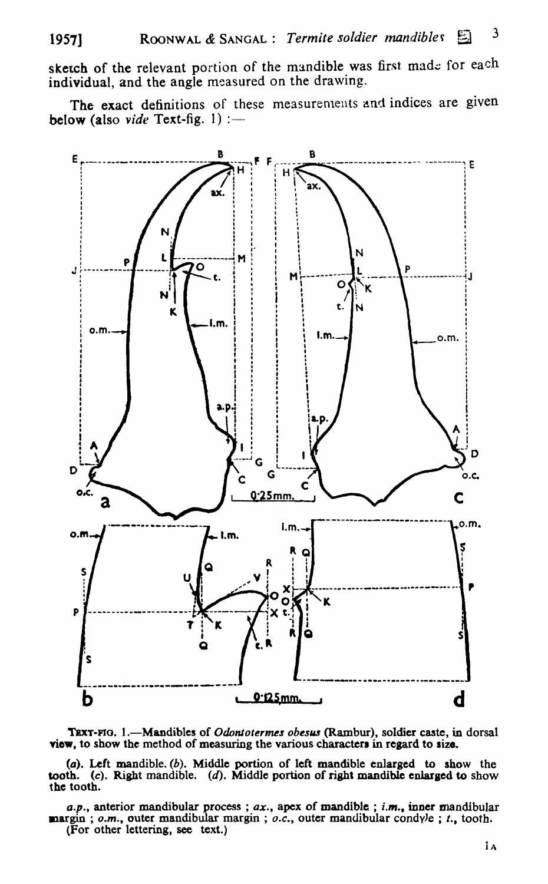sketch of the relevant portion of the mandible was first made for each individual, and the angle measured on the drawing.

The exact definitions of these measurements and indices are given below (also *vide* Text-fig. 1) :—

TEXT-FIG. 1.—Mandibles of *Odontotermes obesus* (Rambur), soldier caste, in dorsal view, to show the method of measuring the various characters in regard to size.

(*a*). Left mandible. (*b*). Middle portion of left mandible enlarged to show the tooth. (*c*). Right mandible. (*d*). Middle portion of right mandible enlarged to show the tooth.

*a.p.*, anterior mandibular process ; *ax.*, apex of mandible ; *i.m.*, inner mandibular margin ; *o.m.*, outer mandibular margin ; *o.c.*, outer mandibular condyle ; *t.*, tooth. (For other lettering, see text.)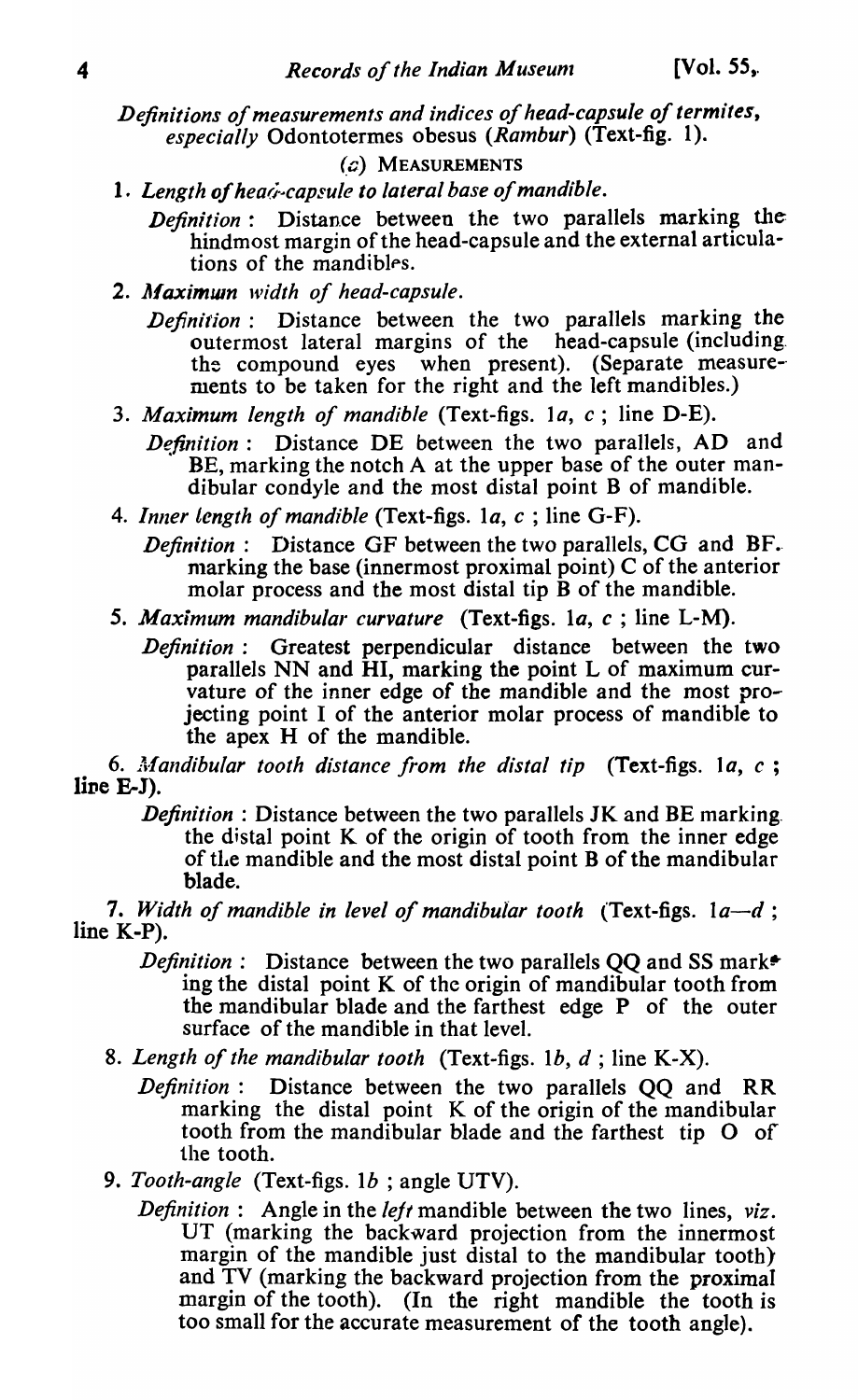*Definitions of measurements and indices of head-capsule of termites, especially* Odontotermes obesus *(Rambur)* (Text-fig. 1).

(*a*) MEASUREMENTS

1. *Length of head-capsule to lateral base of mandible.*

   *Definition* : Distance between the two parallels marking the hindmost margin of the head-capsule and the external articulations of the mandibles.

2. *Maximum width of head-capsule.*

   *Definition* : Distance between the two parallels marking the outermost lateral margins of the head-capsule (including the compound eyes when present). (Separate measurements to be taken for the right and the left mandibles.)

3. *Maximum length of mandible* (Text-figs. 1*a*, *c* ; line D-E).

   *Definition* : Distance DE between the two parallels, AD and BE, marking the notch A at the upper base of the outer mandibular condyle and the most distal point B of mandible.

4. *Inner length of mandible* (Text-figs. 1*a*, *c* ; line G-F).

   *Definition* : Distance GF between the two parallels, CG and BF, marking the base (innermost proximal point) C of the anterior molar process and the most distal tip B of the mandible.

5. *Maximum mandibular curvature* (Text-figs. 1*a*, *c* ; line L-M).

   *Definition* : Greatest perpendicular distance between the two parallels NN and HI, marking the point L of maximum curvature of the inner edge of the mandible and the most projecting point I of the anterior molar process of mandible to the apex H of the mandible.

6. *Mandibular tooth distance from the distal tip* (Text-figs. 1*a*, *c* ; line E-J).

   *Definition* : Distance between the two parallels JK and BE marking the distal point K of the origin of tooth from the inner edge of the mandible and the most distal point B of the mandibular blade.

7. *Width of mandible in level of mandibular tooth* (Text-figs. 1*a—d* ; line K-P).

   *Definition* : Distance between the two parallels QQ and SS marking the distal point K of the origin of mandibular tooth from the mandibular blade and the farthest edge P of the outer surface of the mandible in that level.

8. *Length of the mandibular tooth* (Text-figs. 1*b*, *d* ; line K-X).

   *Definition* : Distance between the two parallels QQ and RR marking the distal point K of the origin of the mandibular tooth from the mandibular blade and the farthest tip O of the tooth.

9. *Tooth-angle* (Text-figs. 1*b* ; angle UTV).

   *Definition* : Angle in the *left* mandible between the two lines, *viz*. UT (marking the backward projection from the innermost margin of the mandible just distal to the mandibular tooth) and TV (marking the backward projection from the proximal margin of the tooth). (In the right mandible the tooth is too small for the accurate measurement of the tooth angle).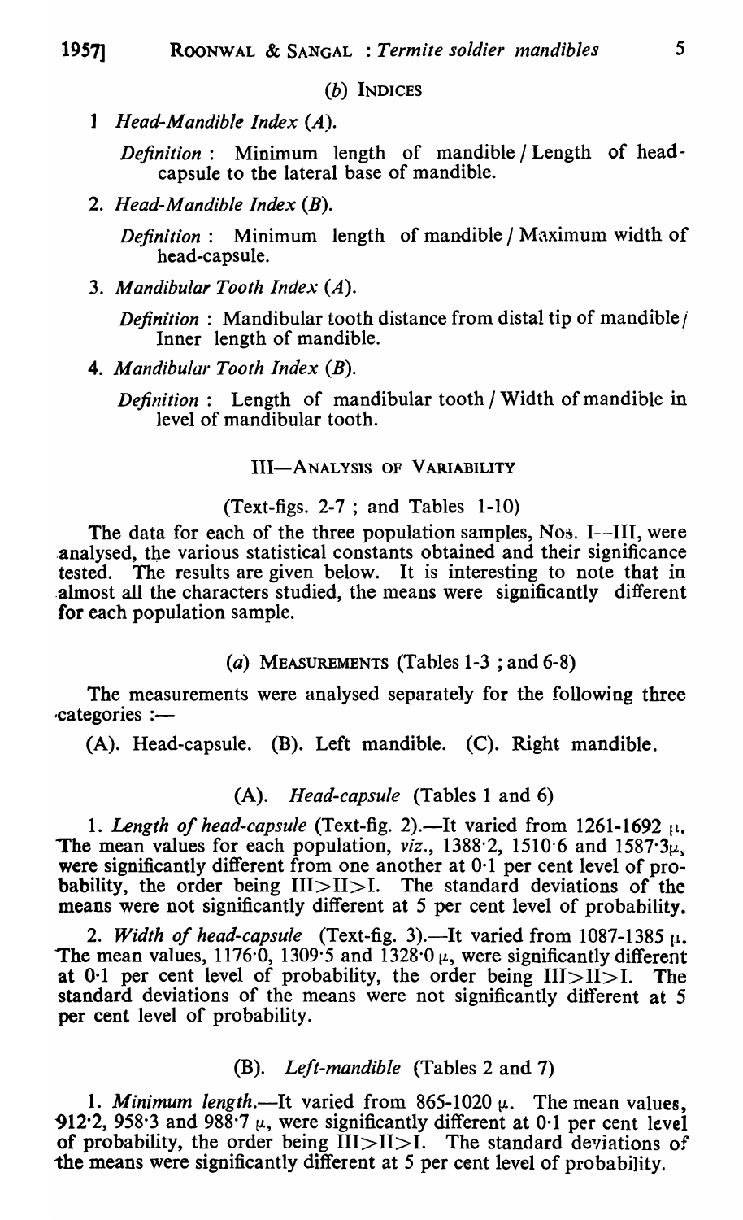### (b) INDICES

1. *Head-Mandible Index (A).*

   *Definition* : Minimum length of mandible / Length of head-capsule to the lateral base of mandible.

2. *Head-Mandible Index (B).*

   *Definition* : Minimum length of mandible / Maximum width of head-capsule.

3. *Mandibular Tooth Index (A).*

   *Definition* : Mandibular tooth distance from distal tip of mandible / Inner length of mandible.

4. *Mandibular Tooth Index (B).*

   *Definition* : Length of mandibular tooth / Width of mandible in level of mandibular tooth.

## III—ANALYSIS OF VARIABILITY

(Text-figs. 2-7 ; and Tables 1-10)

The data for each of the three population samples, Nos. I—III, were analysed, the various statistical constants obtained and their significance tested. The results are given below. It is interesting to note that in almost all the characters studied, the means were significantly different for each population sample.

### (a) MEASUREMENTS (Tables 1-3 ; and 6-8)

The measurements were analysed separately for the following three categories :—

(A). Head-capsule. (B). Left mandible. (C). Right mandible.

#### (A). *Head-capsule* (Tables 1 and 6)

1. *Length of head-capsule* (Text-fig. 2).—It varied from 1261-1692 $\mu$. The mean values for each population, *viz.*, 1388·2, 1510·6 and 1587·3$\mu$, were significantly different from one another at 0·1 per cent level of probability, the order being III>II>I. The standard deviations of the means were not significantly different at 5 per cent level of probability.

2. *Width of head-capsule* (Text-fig. 3).—It varied from 1087-1385 $\mu$. The mean values, 1176·0, 1309·5 and 1328·0 $\mu$, were significantly different at 0·1 per cent level of probability, the order being III>II>I. The standard deviations of the means were not significantly different at 5 per cent level of probability.

#### (B). *Left-mandible* (Tables 2 and 7)

1. *Minimum length.*—It varied from 865-1020 $\mu$. The mean values, 912·2, 958·3 and 988·7 $\mu$, were significantly different at 0·1 per cent level of probability, the order being III>II>I. The standard deviations of the means were significantly different at 5 per cent level of probability.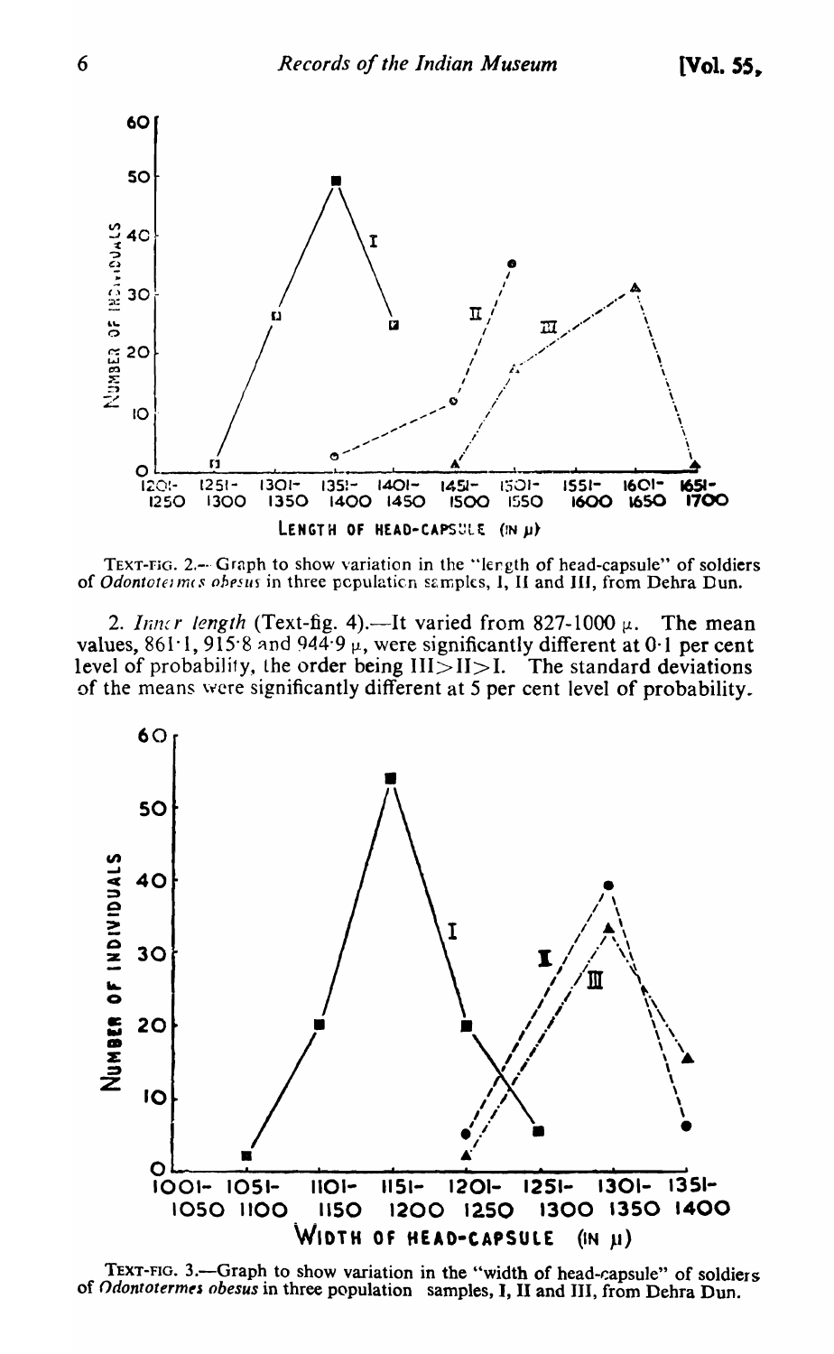TEXT-FIG. 2.—Graph to show variation in the "length of head-capsule" of soldiers of *Odontotermes obesus* in three population samples, I, II and III, from Dehra Dun.

2. *Inner length* (Text-fig. 4).—It varied from 827-1000 μ. The mean values, 861·1, 915·8 and 944·9 μ, were significantly different at 0·1 per cent level of probability, the order being III>II>I. The standard deviations of the means were significantly different at 5 per cent level of probability.

TEXT-FIG. 3.—Graph to show variation in the "width of head-capsule" of soldiers of *Odontotermes obesus* in three population samples, I, II and III, from Dehra Dun.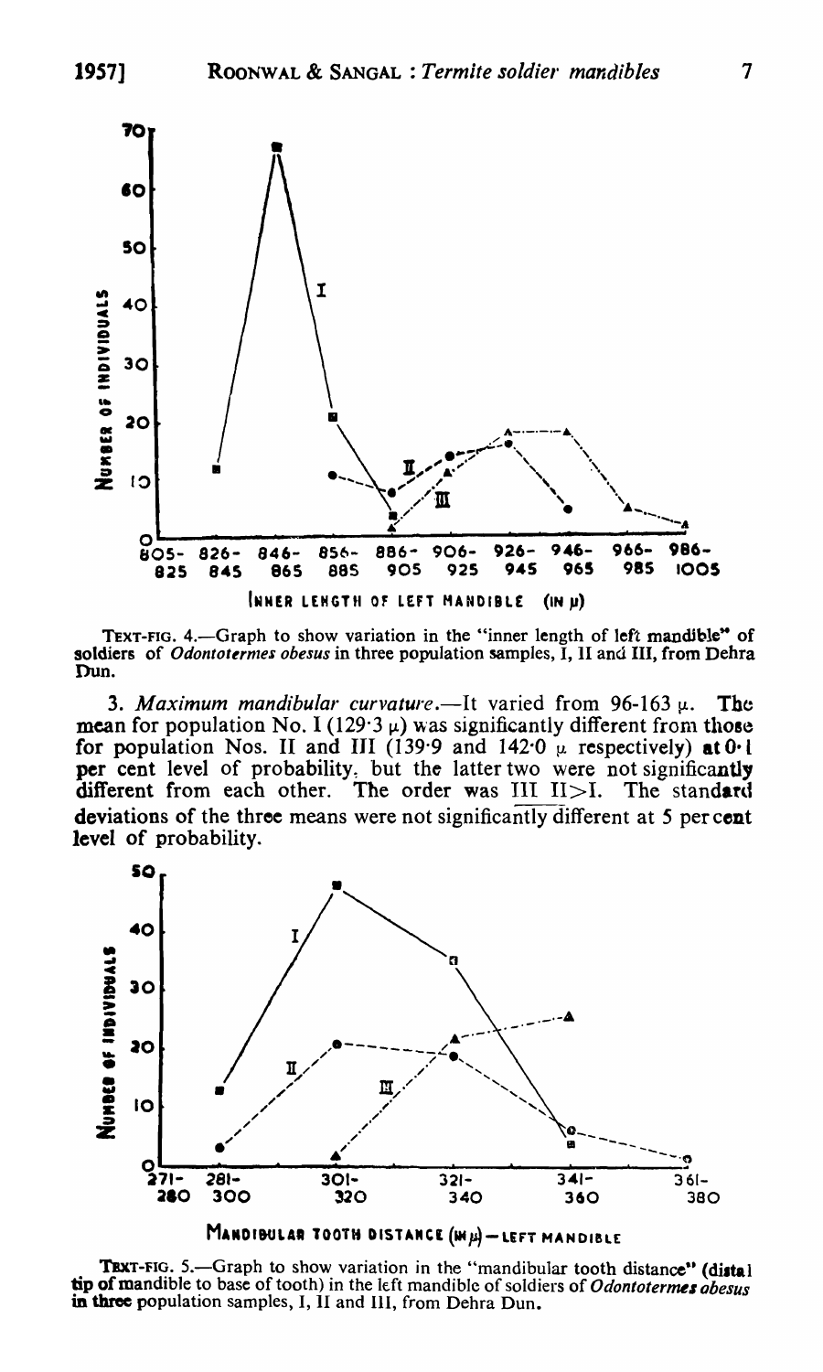TEXT-FIG. 4.—Graph to show variation in the "inner length of left mandible" of soldiers of *Odontotermes obesus* in three population samples, I, II and III, from Dehra Dun.

3. *Maximum mandibular curvature*.—It varied from 96-163 μ. The mean for population No. I (129·3 μ) was significantly different from those for population Nos. II and III (139·9 and 142·0 μ respectively) at 0·1 per cent level of probability, but the latter two were not significantly different from each other. The order was $\overline{\text{III II}}$>I. The standard deviations of the three means were not significantly different at 5 per cent level of probability.

TEXT-FIG. 5.—Graph to show variation in the "mandibular tooth distance" (distal tip of mandible to base of tooth) in the left mandible of soldiers of *Odontotermes obesus* in three population samples, I, II and III, from Dehra Dun.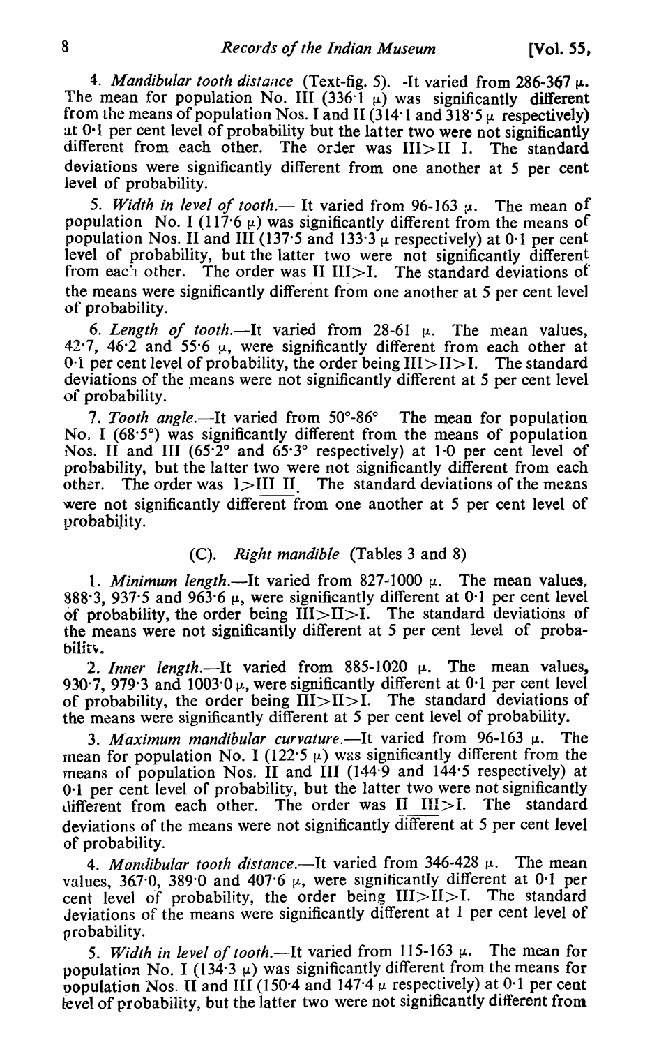4. *Mandibular tooth distance* (Text-fig. 5). -It varied from 286-367 μ. The mean for population No. III (336·1 μ) was significantly different from the means of population Nos. I and II (314·1 and 318·5 μ respectively) at 0·1 per cent level of probability but the latter two were not significantly different from each other. The order was III>II I. The standard deviations were significantly different from one another at 5 per cent level of probability.

5. *Width in level of tooth.*— It varied from 96-163 μ. The mean of population No. I (117·6 μ) was significantly different from the means of population Nos. II and III (137·5 and 133·3 μ respectively) at 0·1 per cent level of probability, but the latter two were not significantly different from each other. The order was II III>I. The standard deviations of the means were significantly different from one another at 5 per cent level of probability.

6. *Length of tooth.*—It varied from 28-61 μ. The mean values, 42·7, 46·2 and 55·6 μ, were significantly different from each other at 0·1 per cent level of probability, the order being III>II>I. The standard deviations of the means were not significantly different at 5 per cent level of probability.

7. *Tooth angle.*—It varied from 50°-86° The mean for population No. I (68·5°) was significantly different from the means of population Nos. II and III (65·2° and 65·3° respectively) at 1·0 per cent level of probability, but the latter two were not significantly different from each other. The order was I>III II. The standard deviations of the means were not significantly different from one another at 5 per cent level of probability.

### (C). *Right mandible* (Tables 3 and 8)

1. *Minimum length.*—It varied from 827-1000 μ. The mean values, 888·3, 937·5 and 963·6 μ, were significantly different at 0·1 per cent level of probability, the order being III>II>I. The standard deviations of the means were not significantly different at 5 per cent level of probability.

2. *Inner length.*—It varied from 885-1020 μ. The mean values, 930·7, 979·3 and 1003·0 μ, were significantly different at 0·1 per cent level of probability, the order being III>II>I. The standard deviations of the means were significantly different at 5 per cent level of probability.

3. *Maximum mandibular curvature.*—It varied from 96-163 μ. The mean for population No. I (122·5 μ) was significantly different from the means of population Nos. II and III (144·9 and 144·5 respectively) at 0·1 per cent level of probability, but the latter two were not significantly different from each other. The order was II III>I. The standard deviations of the means were not significantly different at 5 per cent level of probability.

4. *Mandibular tooth distance.*—It varied from 346-428 μ. The mean values, 367·0, 389·0 and 407·6 μ, were significantly different at 0·1 per cent level of probability, the order being III>II>I. The standard deviations of the means were significantly different at 1 per cent level of probability.

5. *Width in level of tooth.*—It varied from 115-163 μ. The mean for population No. I (134·3 μ) was significantly different from the means for population Nos. II and III (150·4 and 147·4 μ respectively) at 0·1 per cent level of probability, but the latter two were not significantly different from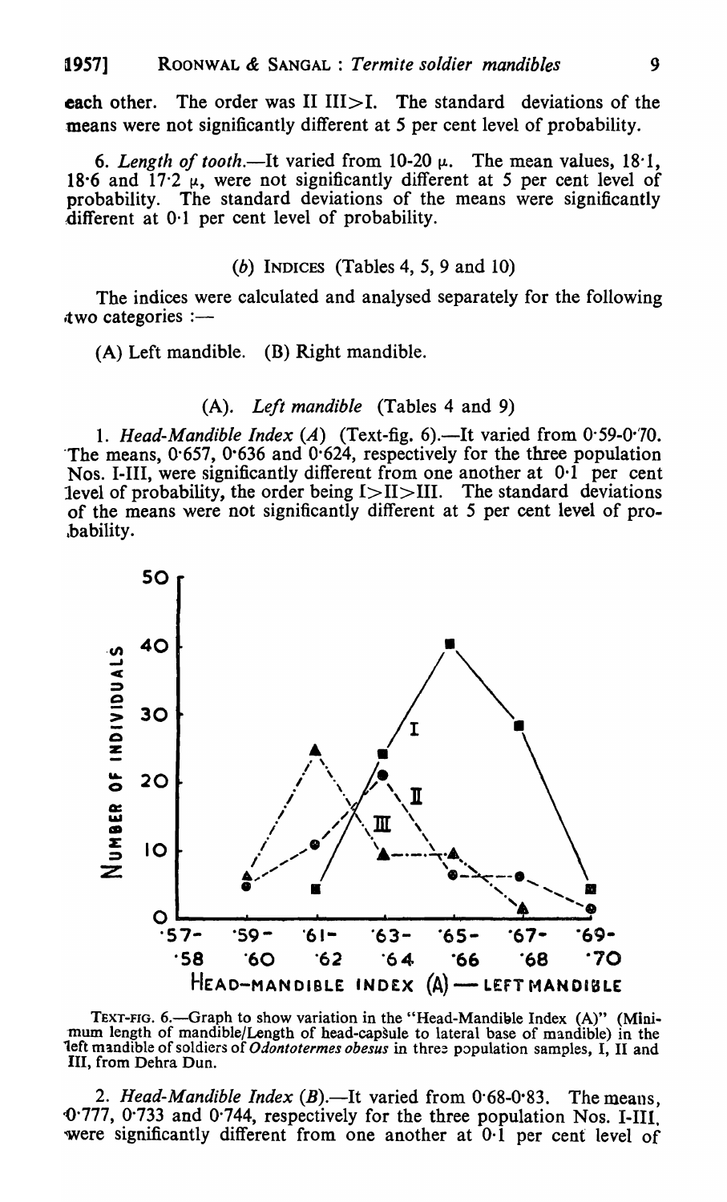each other. The order was II III>I. The standard deviations of the means were not significantly different at 5 per cent level of probability.

6. *Length of tooth*.—It varied from 10-20 μ. The mean values, 18·1, 18·6 and 17·2 μ, were not significantly different at 5 per cent level of probability. The standard deviations of the means were significantly different at 0·1 per cent level of probability.

### (b) INDICES (Tables 4, 5, 9 and 10)

The indices were calculated and analysed separately for the following two categories :—

(A) Left mandible. (B) Right mandible.

#### (A). *Left mandible* (Tables 4 and 9)

1. *Head-Mandible Index (A)* (Text-fig. 6).—It varied from 0·59-0·70. The means, 0·657, 0·636 and 0·624, respectively for the three population Nos. I-III, were significantly different from one another at 0·1 per cent level of probability, the order being I>II>III. The standard deviations of the means were not significantly different at 5 per cent level of probability.

TEXT-FIG. 6.—Graph to show variation in the "Head-Mandible Index (A)" (Minimum length of mandible/Length of head-capsule to lateral base of mandible) in the left mandible of soldiers of *Odontotermes obesus* in three population samples, I, II and III, from Dehra Dun.

2. *Head-Mandible Index (B)*.—It varied from 0·68-0·83. The means, 0·777, 0·733 and 0·744, respectively for the three population Nos. I-III, were significantly different from one another at 0·1 per cent level of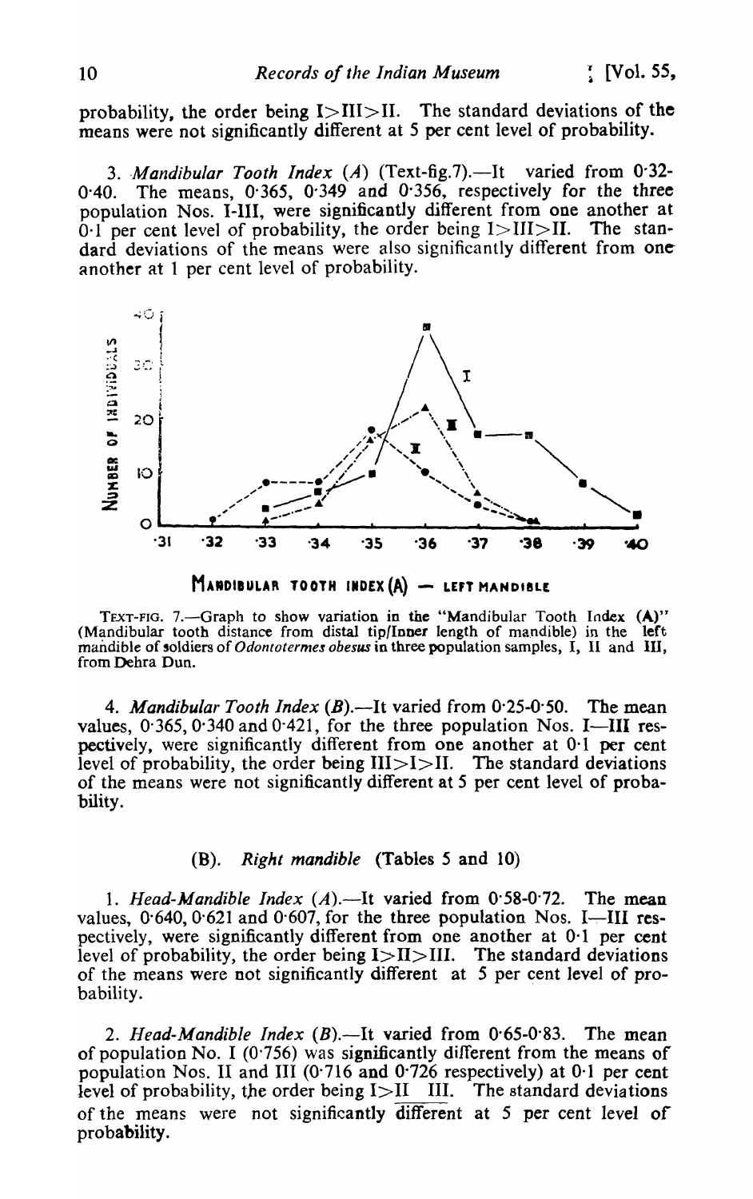probability, the order being I>III>II. The standard deviations of the means were not significantly different at 5 per cent level of probability.

3. *Mandibular Tooth Index* (*A*) (Text-fig.7).—It varied from 0·32-0·40. The means, 0·365, 0·349 and 0·356, respectively for the three population Nos. I-III, were significantly different from one another at 0·1 per cent level of probability, the order being I>III>II. The standard deviations of the means were also significantly different from one another at 1 per cent level of probability.

TEXT-FIG. 7.—Graph to show variation in the "Mandibular Tooth Index (A)" (Mandibular tooth distance from distal tip/Inner length of mandible) in the left mandible of soldiers of *Odontotermes obesus* in three population samples, I, II and III, from Dehra Dun.

4. *Mandibular Tooth Index* (*B*).—It varied from 0·25-0·50. The mean values, 0·365, 0·340 and 0·421, for the three population Nos. I—III respectively, were significantly different from one another at 0·1 per cent level of probability, the order being III>I>II. The standard deviations of the means were not significantly different at 5 per cent level of probability.

## (B). *Right mandible* (Tables 5 and 10)

1. *Head-Mandible Index* (*A*).—It varied from 0·58-0·72. The mean values, 0·640, 0·621 and 0·607, for the three population Nos. I—III respectively, were significantly different from one another at 0·1 per cent level of probability, the order being I>II>III. The standard deviations of the means were not significantly different at 5 per cent level of probability.

2. *Head-Mandible Index* (*B*).—It varied from 0·65-0·83. The mean of population No. I (0·756) was significantly different from the means of population Nos. II and III (0·716 and 0·726 respectively) at 0·1 per cent level of probability, the order being I>II III. The standard deviations of the means were not significantly different at 5 per cent level of probability.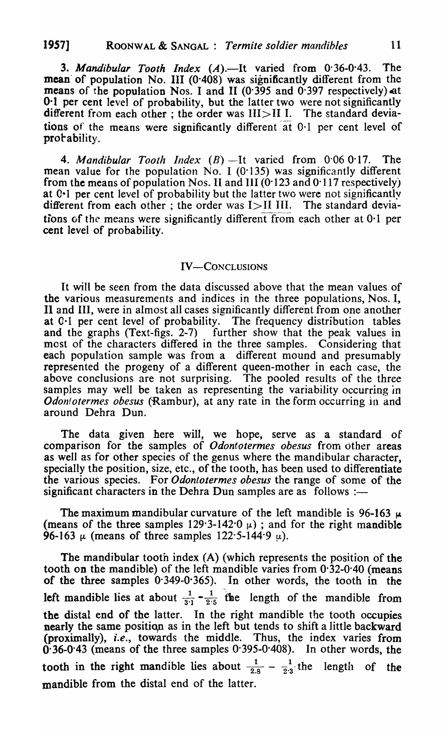3. *Mandibular Tooth Index* (*A*).—It varied from 0·36-0·43. The mean of population No. III (0·408) was significantly different from the means of the population Nos. I and II (0·395 and 0·397 respectively) at 0·1 per cent level of probability, but the latter two were not significantly different from each other ; the order was III>II I. The standard deviations of the means were significantly different at 0·1 per cent level of probability.

4. *Mandibular Tooth Index* (*B*).—It varied from 0·06 0·17. The mean value for the population No. I (0·135) was significantly different from the means of population Nos. II and III (0·123 and 0·117 respectively) at 0·1 per cent level of probability but the latter two were not significantly different from each other ; the order was I>II III. The standard deviations of the means were significantly different from each other at 0·1 per cent level of probability.

## IV—Conclusions

It will be seen from the data discussed above that the mean values of the various measurements and indices in the three populations, Nos. I, II and III, were in almost all cases significantly different from one another at 0·1 per cent level of probability. The frequency distribution tables and the graphs (Text-figs. 2-7) further show that the peak values in most of the characters differed in the three samples. Considering that each population sample was from a different mound and presumably represented the progeny of a different queen-mother in each case, the above conclusions are not surprising. The pooled results of the three samples may well be taken as representing the variability occurring in *Odontotermes obesus* (Rambur), at any rate in the form occurring in and around Dehra Dun.

The data given here will, we hope, serve as a standard of comparison for the samples of *Odontotermes obesus* from other areas as well as for other species of the genus where the mandibular character, specially the position, size, etc., of the tooth, has been used to differentiate the various species. For *Odontotermes obesus* the range of some of the significant characters in the Dehra Dun samples are as follows :—

The maximum mandibular curvature of the left mandible is 96-163 $\mu$ (means of the three samples 129·3-142·0 $\mu$) ; and for the right mandible 96-163 $\mu$ (means of three samples 122·5-144·9 $\mu$).

The mandibular tooth index (A) (which represents the position of the tooth on the mandible) of the left mandible varies from 0·32-0·40 (means of the three samples 0·349-0·365). In other words, the tooth in the left mandible lies at about $\frac{1}{3\cdot1}-\frac{1}{2\cdot5}$ the length of the mandible from the distal end of the latter. In the right mandible the tooth occupies nearly the same position as in the left but tends to shift a little backward (proximally), *i.e.*, towards the middle. Thus, the index varies from 0·36-0·43 (means of the three samples 0·395-0·408). In other words, the tooth in the right mandible lies about $\frac{1}{2.8}-\frac{1}{2\cdot3}$ the length of the mandible from the distal end of the latter.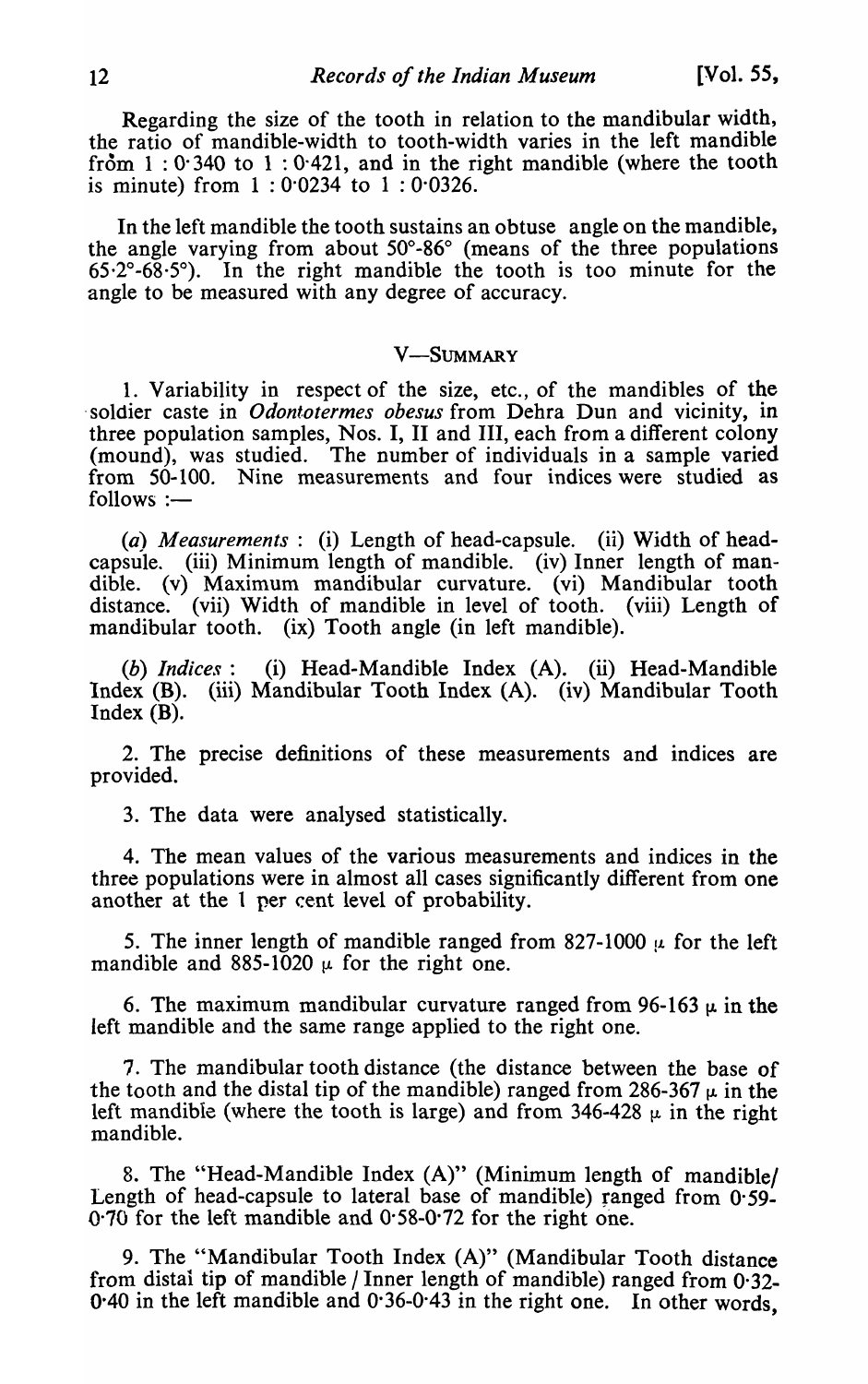Regarding the size of the tooth in relation to the mandibular width, the ratio of mandible-width to tooth-width varies in the left mandible from 1 : 0·340 to 1 : 0·421, and in the right mandible (where the tooth is minute) from 1 : 0·0234 to 1 : 0·0326.

In the left mandible the tooth sustains an obtuse angle on the mandible, the angle varying from about 50°-86° (means of the three populations 65·2°-68·5°). In the right mandible the tooth is too minute for the angle to be measured with any degree of accuracy.

## V—SUMMARY

1. Variability in respect of the size, etc., of the mandibles of the soldier caste in *Odontotermes obesus* from Dehra Dun and vicinity, in three population samples, Nos. I, II and III, each from a different colony (mound), was studied. The number of individuals in a sample varied from 50-100. Nine measurements and four indices were studied as follows :—

(*a*) *Measurements* : (i) Length of head-capsule. (ii) Width of head-capsule. (iii) Minimum length of mandible. (iv) Inner length of mandible. (v) Maximum mandibular curvature. (vi) Mandibular tooth distance. (vii) Width of mandible in level of tooth. (viii) Length of mandibular tooth. (ix) Tooth angle (in left mandible).

(*b*) *Indices* : (i) Head-Mandible Index (A). (ii) Head-Mandible Index (B). (iii) Mandibular Tooth Index (A). (iv) Mandibular Tooth Index (B).

2. The precise definitions of these measurements and indices are provided.

3. The data were analysed statistically.

4. The mean values of the various measurements and indices in the three populations were in almost all cases significantly different from one another at the 1 per cent level of probability.

5. The inner length of mandible ranged from 827-1000 μ for the left mandible and 885-1020 μ for the right one.

6. The maximum mandibular curvature ranged from 96-163 μ in the left mandible and the same range applied to the right one.

7. The mandibular tooth distance (the distance between the base of the tooth and the distal tip of the mandible) ranged from 286-367 μ in the left mandible (where the tooth is large) and from 346-428 μ in the right mandible.

8. The "Head-Mandible Index (A)" (Minimum length of mandible/ Length of head-capsule to lateral base of mandible) ranged from 0·59-0·70 for the left mandible and 0·58-0·72 for the right one.

9. The "Mandibular Tooth Index (A)" (Mandibular Tooth distance from distal tip of mandible / Inner length of mandible) ranged from 0·32-0·40 in the left mandible and 0·36-0·43 in the right one. In other words,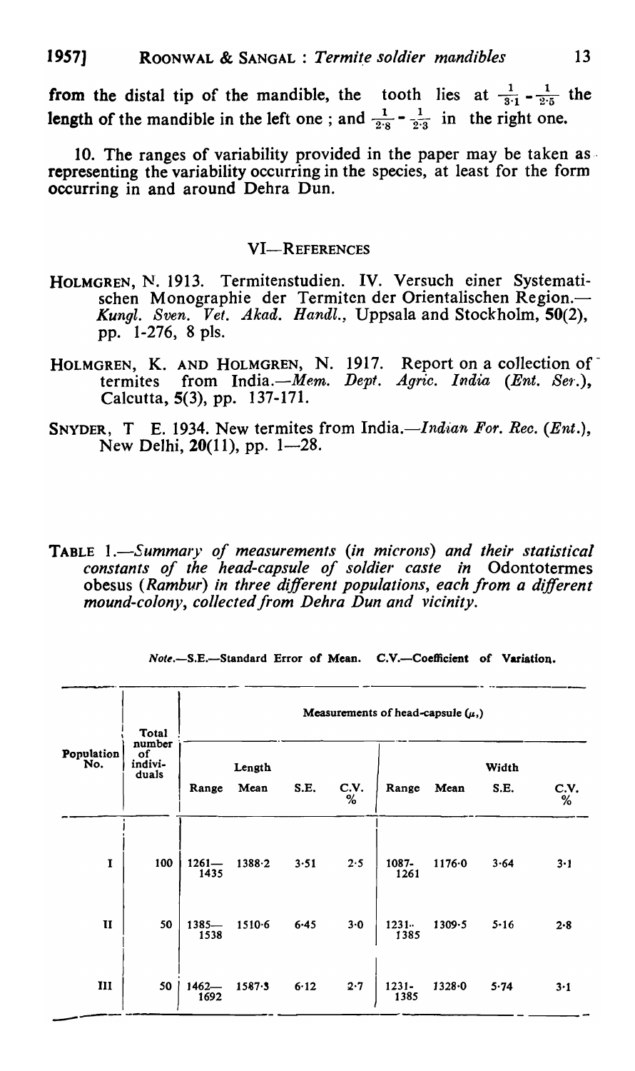from the distal tip of the mandible, the tooth lies at $\frac{1}{3\cdot1} - \frac{1}{2\cdot5}$ the length of the mandible in the left one ; and $\frac{1}{2\cdot8} - \frac{1}{2\cdot3}$ in the right one.

10. The ranges of variability provided in the paper may be taken as representing the variability occurring in the species, at least for the form occurring in and around Dehra Dun.

## VI—References

HOLMGREN, N. 1913. Termitenstudien. IV. Versuch einer Systematischen Monographie der Termiten der Orientalischen Region.—*Kungl. Sven. Vet. Akad. Handl.*, Uppsala and Stockholm, **50**(2), pp. 1-276, 8 pls.

HOLMGREN, K. AND HOLMGREN, N. 1917. Report on a collection of termites from India.—*Mem. Dept. Agric. India (Ent. Ser.)*, Calcutta, **5**(3), pp. 137-171.

SNYDER, T E. 1934. New termites from India.—*Indian For. Rec. (Ent.)*, New Delhi, **20**(11), pp. 1—28.

TABLE 1.—*Summary of measurements (in microns) and their statistical constants of the head-capsule of soldier caste in* Odontotermes obesus *(Rambur) in three different populations, each from a different mound-colony, collected from Dehra Dun and vicinity.*

*Note.*—S.E.—Standard Error of Mean. C.V.—Coefficient of Variation.

| Population No. | Total number of individuals | Measurements of head-capsule (μ.) | | | | | | | |
|---|---|---|---|---|---|---|---|---|---|
| | | Length | | | | Width | | | |
| | | Range | Mean | S.E. | C.V. % | Range | Mean | S.E. | C.V. % |
| I | 100 | 1261—1435 | 1388·2 | 3·51 | 2·5 | 1087-1261 | 1176·0 | 3·64 | 3·1 |
| II | 50 | 1385—1538 | 1510·6 | 6·45 | 3·0 | 1231-1385 | 1309·5 | 5·16 | 2·8 |
| III | 50 | 1462—1692 | 1587·3 | 6·12 | 2·7 | 1231-1385 | 1328·0 | 5·74 | 3·1 |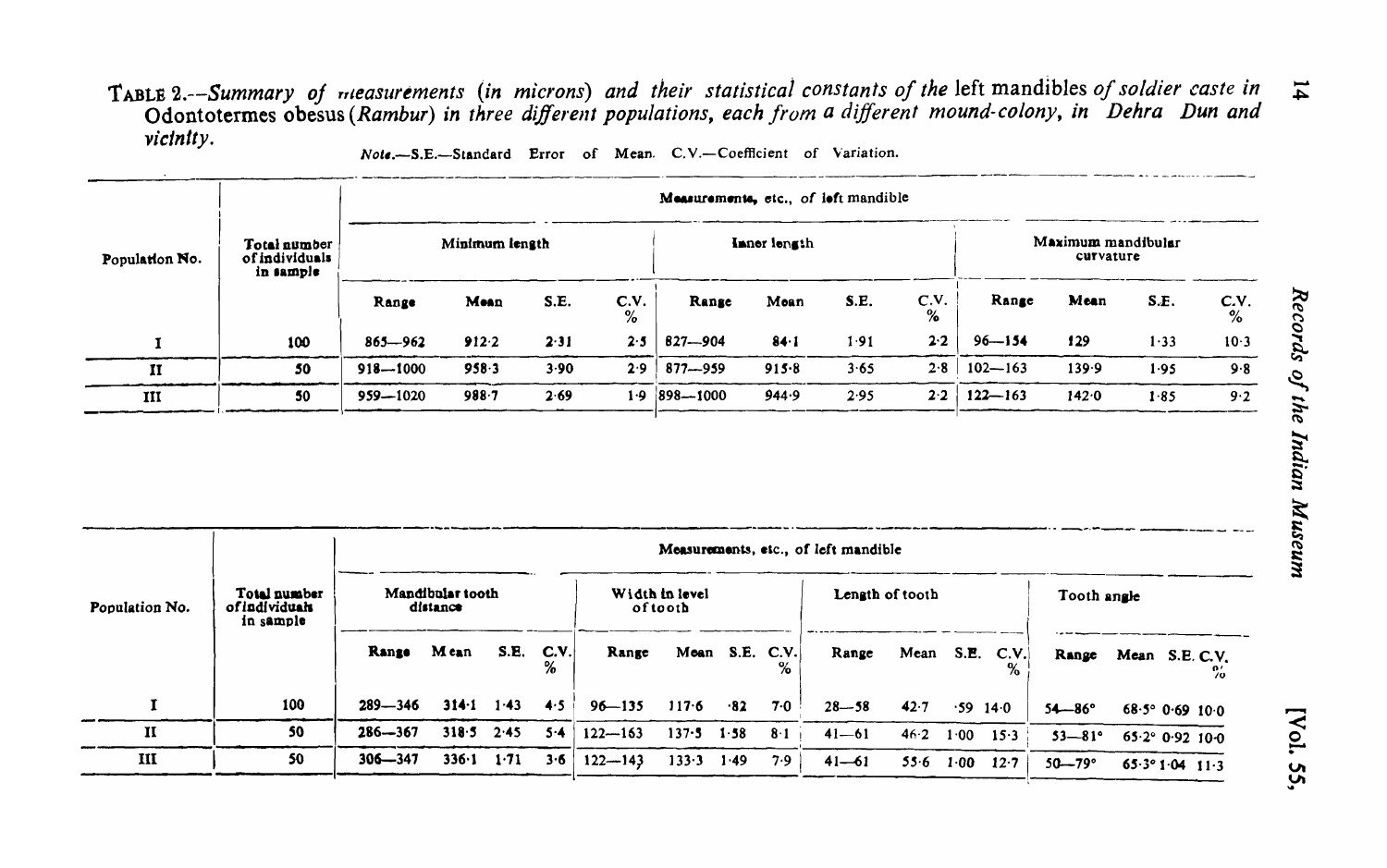TABLE 2.—*Summary of measurements (in microns) and their statistical constants of the* left mandibles *of soldier caste in* Odontotermes obesus *(Rambur) in three different populations, each from a different mound-colony, in Dehra Dun and vicinity.*

*Note.*—S.E.—Standard Error of Mean. C.V.—Coefficient of Variation.

| Population No. | Total number of individuals in sample | Measurements, etc., of left mandible | | | | | | | | | | | |
|---|---|---|---|---|---|---|---|---|---|---|---|---|---|
| | | Minimum length | | | | Inner length | | | | Maximum mandibular curvature | | | |
| | | Range | Mean | S.E. | C.V. % | Range | Mean | S.E. | C.V. % | Range | Mean | S.E. | C.V. % |
| I | 100 | 865—962 | 912·2 | 2·31 | 2·5 | 827—904 | 84·1 | 1·91 | 2·2 | 96—154 | 129 | 1·33 | 10·3 |
| II | 50 | 918—1000 | 958·3 | 3·90 | 2·9 | 877—959 | 915·8 | 3·65 | 2·8 | 102—163 | 139·9 | 1·95 | 9·8 |
| III | 50 | 959—1020 | 988·7 | 2·69 | 1·9 | 898—1000 | 944·9 | 2·95 | 2·2 | 122—163 | 142·0 | 1·85 | 9·2 |

| Population No. | Total number of individuals in sample | Measurements, etc., of left mandible | | | | | | | | | | | | | | | |
|---|---|---|---|---|---|---|---|---|---|---|---|---|---|---|---|---|---|
| | | Mandibular tooth distance | | | | Width in level of tooth | | | | Length of tooth | | | | Tooth angle | | | |
| | | Range | Mean | S.E. | C.V. % | Range | Mean | S.E. | C.V. % | Range | Mean | S.E. | C.V. % | Range | Mean | S.E. | C.V. % |
| I | 100 | 289—346 | 314·1 | 1·43 | 4·5 | 96—135 | 117·6 | ·82 | 7·0 | 28—58 | 42·7 | ·59 | 14·0 | 54—86° | 68·5° | 0·69 | 10·0 |
| II | 50 | 286—367 | 318·5 | 2·45 | 5·4 | 122—163 | 137·5 | 1·58 | 8·1 | 41—61 | 46·2 | 1·00 | 15·3 | 53—81° | 65·2° | 0·92 | 10·0 |
| III | 50 | 306—347 | 336·1 | 1·71 | 3·6 | 122—143 | 133·3 | 1·49 | 7·9 | 41—61 | 55·6 | 1·00 | 12·7 | 50—79° | 65·3° | 1·04 | 11·3 |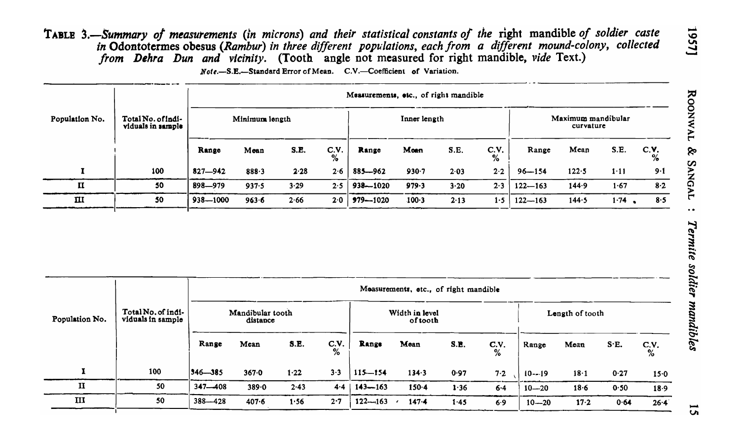TABLE 3.—*Summary of measurements (in microns) and their statistical constants of the* right mandible *of soldier caste in* Odontotermes obesus *(Rambur) in three different populations, each from a different mound-colony, collected from Dehra Dun and vicinity.* (Tooth angle not measured for right mandible, *vide* Text.)

*Note.*—S.E.—Standard Error of Mean. C.V.—Coefficient of Variation.

| Population No. | Total No. of individuals in sample | Measurements, etc., of right mandible | | | | | | | | | | | |
|---|---|---|---|---|---|---|---|---|---|---|---|---|---|
| | | Minimum length | | | | Inner length | | | | Maximum mandibular curvature | | | |
| | | Range | Mean | S.E. | C.V. % | Range | Mean | S.E. | C.V. % | Range | Mean | S.E. | C.V. % |
| I | 100 | 827—942 | 888·3 | 2·28 | 2·6 | 885—962 | 930·7 | 2·03 | 2·2 | 96—154 | 122·5 | 1·11 | 9·1 |
| II | 50 | 898—979 | 937·5 | 3·29 | 2·5 | 938—1020 | 979·3 | 3·20 | 2·3 | 122—163 | 144·9 | 1·67 | 8·2 |
| III | 50 | 938—1000 | 963·6 | 2·66 | 2·0 | 979—1020 | 100·3 | 2·13 | 1·5 | 122—163 | 144·5 | 1·74 | 8·5 |

| Population No. | Total No. of individuals in sample | Measurements, etc., of right mandible | | | | | | | | | | | |
|---|---|---|---|---|---|---|---|---|---|---|---|---|---|
| | | Mandibular tooth distance | | | | Width in level of tooth | | | | Length of tooth | | | |
| | | Range | Mean | S.E. | C.V. % | Range | Mean | S.E. | C.V. % | Range | Mean | S.E. | C.V. % |
| I | 100 | 346—385 | 367·0 | 1·22 | 3·3 | 115—154 | 134·3 | 0·97 | 7·2 | 10—19 | 18·1 | 0·27 | 15·0 |
| II | 50 | 347—408 | 389·0 | 2·43 | 4·4 | 143—163 | 150·4 | 1·36 | 6·4 | 10—20 | 18·6 | 0·50 | 18·9 |
| III | 50 | 388—428 | 407·6 | 1·56 | 2·7 | 122—163 | 147·4 | 1·45 | 6·9 | 10—20 | 17·2 | 0·64 | 26·4 |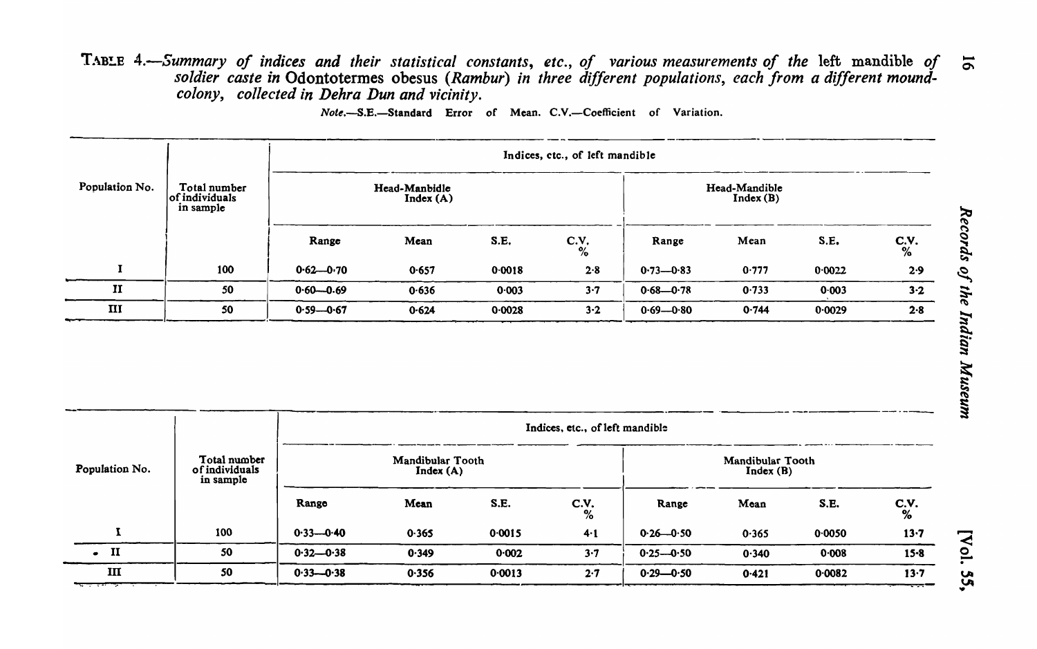TABLE 4.—*Summary of indices and their statistical constants, etc., of various measurements of the* left mandible *of soldier caste in* Odontotermes obesus *(Rambur) in three different populations, each from a different mound-colony, collected in Dehra Dun and vicinity.*

*Note.*—S.E.—Standard Error of Mean. C.V.—Coefficient of Variation.

| Population No. | Total number of individuals in sample | Indices, etc., of left mandible | | | | | | | |
|---|---|---|---|---|---|---|---|---|---|
| | | Head-Manbidle Index (A) | | | | Head-Mandible Index (B) | | | |
| | | Range | Mean | S.E. | C.V. % | Range | Mean | S.E. | C.V. % |
| I | 100 | 0·62—0·70 | 0·657 | 0·0018 | 2·8 | 0·73—0·83 | 0·777 | 0·0022 | 2·9 |
| II | 50 | 0·60—0·69 | 0·636 | 0·003 | 3·7 | 0·68—0·78 | 0·733 | 0·003 | 3·2 |
| III | 50 | 0·59—0·67 | 0·624 | 0·0028 | 3·2 | 0·69—0·80 | 0·744 | 0·0029 | 2·8 |

| Population No. | Total number of individuals in sample | Indices, etc., of left mandible | | | | | | | |
|---|---|---|---|---|---|---|---|---|---|
| | | Mandibular Tooth Index (A) | | | | Mandibular Tooth Index (B) | | | |
| | | Range | Mean | S.E. | C.V. % | Range | Mean | S.E. | C.V. % |
| I | 100 | 0·33—0·40 | 0·365 | 0·0015 | 4·1 | 0·26—0·50 | 0·365 | 0·0050 | 13·7 |
| II | 50 | 0·32—0·38 | 0·349 | 0·002 | 3·7 | 0·25—0·50 | 0·340 | 0·008 | 15·8 |
| III | 50 | 0·33—0·38 | 0·356 | 0·0013 | 2·7 | 0·29—0·50 | 0·421 | 0·0082 | 13·7 |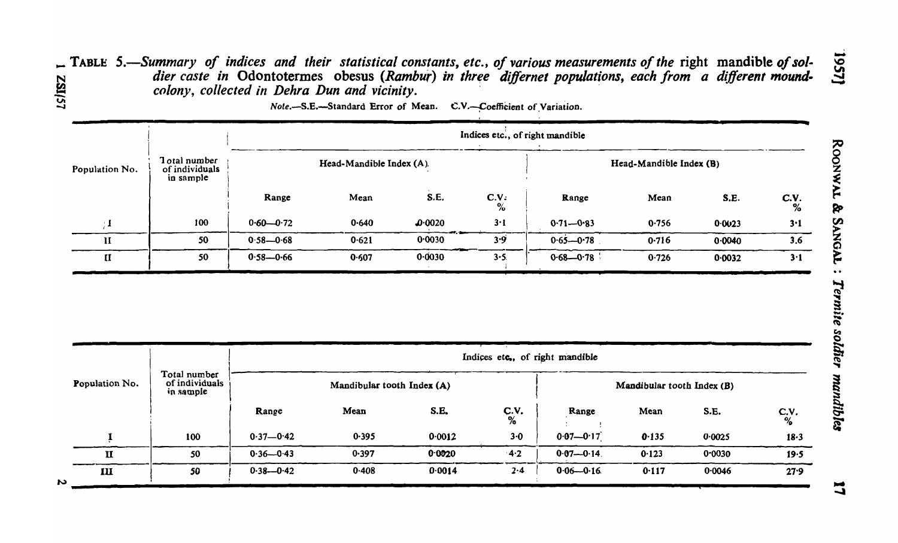**TABLE 5.**—*Summary of indices and their statistical constants, etc., of various measurements of the* right mandible *of soldier caste in* Odontotermes obesus (*Rambur*) *in three differnet populations, each from a different mound-colony, collected in Dehra Dun and vicinity.*

*Note.*—S.E.—Standard Error of Mean. C.V.—Coefficient of Variation.

| Population No. | Total number of individuals in sample | Indices etc., of right mandible | | | | | | | |
|---|---|---|---|---|---|---|---|---|---|
| | | Head-Mandible Index (A) | | | | Head-Mandible Index (B) | | | |
| | | Range | Mean | S.E. | C.V. % | Range | Mean | S.E. | C.V. % |
| I | 100 | 0·60—0·72 | 0·640 | 0·0020 | 3·1 | 0·71—0·83 | 0·756 | 0·0023 | 3·1 |
| II | 50 | 0·58—0·68 | 0·621 | 0·0030 | 3·9 | 0·65—0·78 | 0·716 | 0·0040 | 3.6 |
| II | 50 | 0·58—0·66 | 0·607 | 0·0030 | 3·5 | 0·68—0·78 | 0·726 | 0·0032 | 3·1 |

| Population No. | Total number of individuals in sample | Indices etc., of right mandible | | | | | | | |
|---|---|---|---|---|---|---|---|---|---|
| | | Mandibular tooth Index (A) | | | | Mandibular tooth Index (B) | | | |
| | | Range | Mean | S.E. | C.V. % | Range | Mean | S.E. | C.V. % |
| I | 100 | 0·37—0·42 | 0·395 | 0·0012 | 3·0 | 0·07—0·17 | 0·135 | 0·0025 | 18·3 |
| II | 50 | 0·36—0·43 | 0·397 | 0·0020 | 4·2 | 0·07—0·14 | 0·123 | 0·0030 | 19·5 |
| III | 50 | 0·38—0·42 | 0·408 | 0·0014 | 2·4 | 0·06—0·16 | 0·117 | 0·0046 | 27·9 |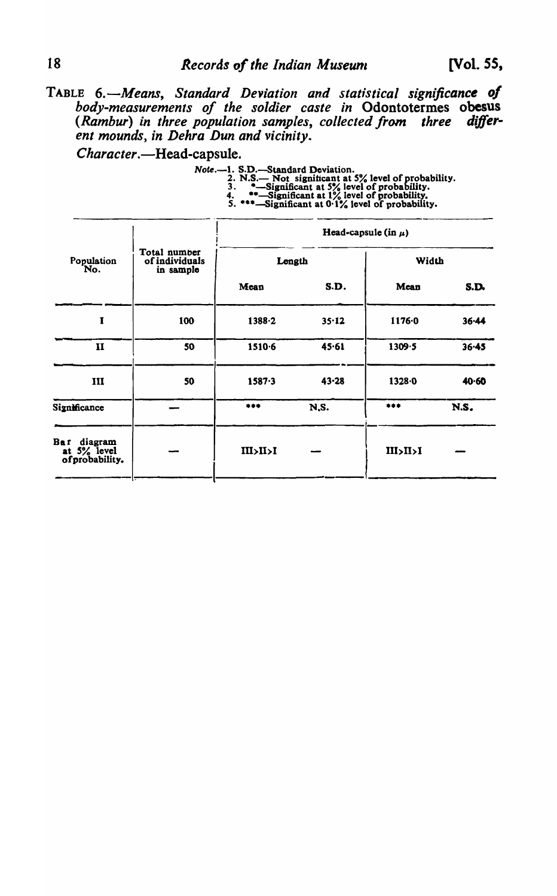TABLE 6.—*Means, Standard Deviation and statistical significance of body-measurements of the soldier caste in* Odontotermes obesus *(Rambur) in three population samples, collected from three different mounds, in Dehra Dun and vicinity.*

*Character*.—Head-capsule.

*Note*.—1. S.D.—Standard Deviation.
2. N.S.— Not significant at 5% level of probability.
3. *—Significant at 5% level of probability.
4. **—Significant at 1% level of probability.
5. ***—Significant at 0·1% level of probability.

| Population No. | Total number of individuals in sample | Head-capsule (in $\mu$) | | | |
|---|---|---|---|---|---|
| | | Length | | Width | |
| | | Mean | S.D. | Mean | S.D. |
| I | 100 | 1388·2 | 35·12 | 1176·0 | 36·44 |
| II | 50 | 1510·6 | 45·61 | 1309·5 | 36·45 |
| III | 50 | 1587·3 | 43·28 | 1328·0 | 40·60 |
| Significance | — | *** | N.S. | *** | N.S. |
| Bar diagram at 5% level of probability. | — | III>II>I | — | III>II>I | — |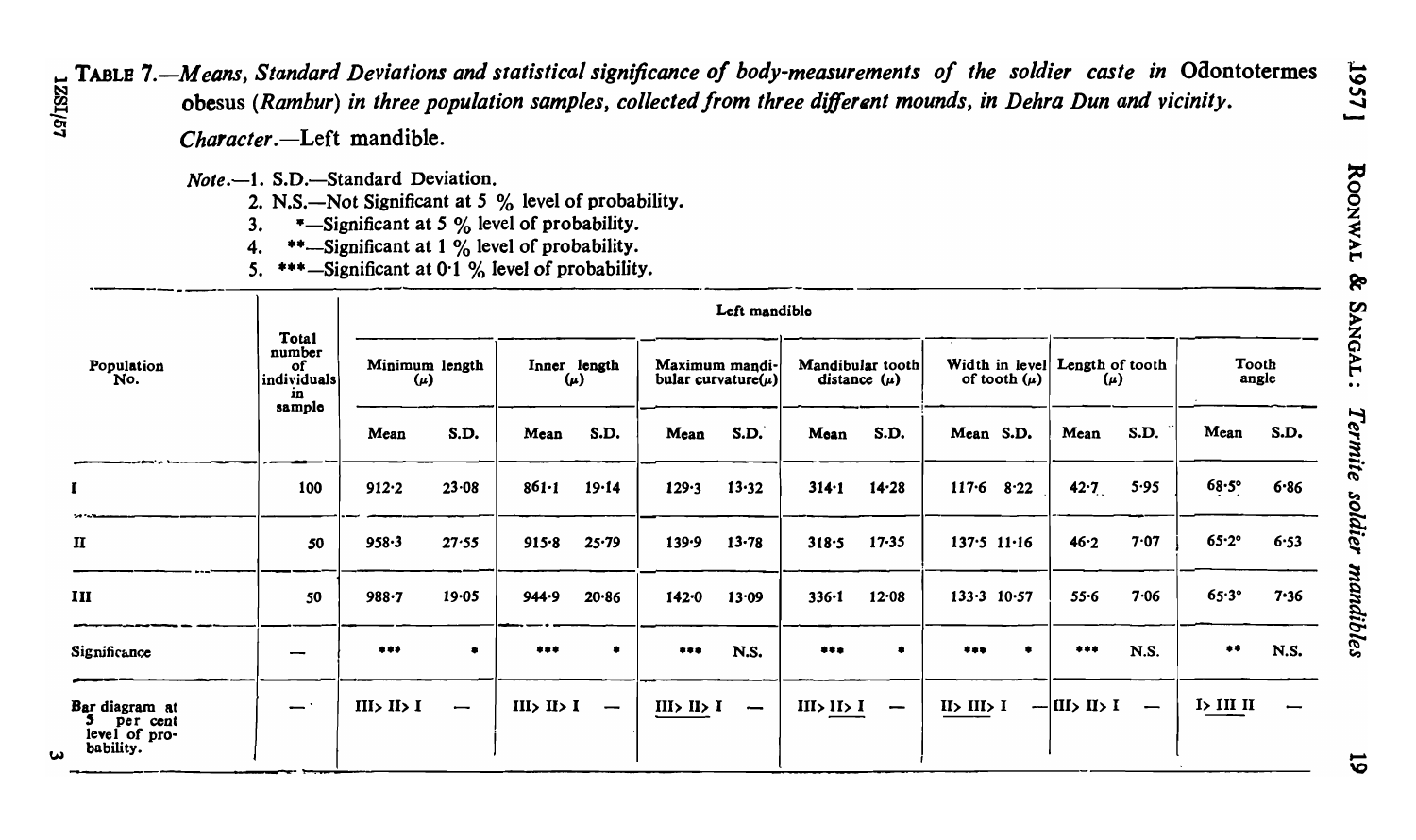TABLE 7.—*Means, Standard Deviations and statistical significance of body-measurements of the soldier caste in* Odontotermes obesus (*Rambur*) *in three population samples, collected from three different mounds, in Dehra Dun and vicinity.*

*Character.*—Left mandible.

*Note.*—1. S.D.—Standard Deviation.
2. N.S.—Not Significant at 5 % level of probability.
3. *—Significant at 5 % level of probability.
4. **—Significant at 1 % level of probability.
5. ***—Significant at 0·1 % level of probability.

| Population No. | Total number of individuals in sample | Left mandible | | | | | | | | | | | | | |
|---|---|---|---|---|---|---|---|---|---|---|---|---|---|---|---|
| | | Minimum length (μ) | | Inner length (μ) | | Maximum mandibular curvature (μ) | | Mandibular tooth distance (μ) | | Width in level of tooth (μ) | | Length of tooth (μ) | | Tooth angle | |
| | | Mean | S.D. | Mean | S.D. | Mean | S.D. | Mean | S.D. | Mean | S.D. | Mean | S.D. | Mean | S.D. |
| I | 100 | 912·2 | 23·08 | 861·1 | 19·14 | 129·3 | 13·32 | 314·1 | 14·28 | 117·6 | 8·22 | 42·7 | 5·95 | 68·5° | 6·86 |
| II | 50 | 958·3 | 27·55 | 915·8 | 25·79 | 139·9 | 13·78 | 318·5 | 17·35 | 137·5 | 11·16 | 46·2 | 7·07 | 65·2° | 6·53 |
| III | 50 | 988·7 | 19·05 | 944·9 | 20·86 | 142·0 | 13·09 | 336·1 | 12·08 | 133·3 | 10·57 | 55·6 | 7·06 | 65·3° | 7·36 |
| Significance | — | *** | * | *** | * | *** | N.S. | *** | * | *** | * | *** | N.S. | ** | N.S. |
| Bar diagram at 5 per cent level of probability. | — | III> II> I | — | III> II> I | — | III> II> I | — | III> II> I | — | II> III> I | — | III> II> I | — | I> III II | — |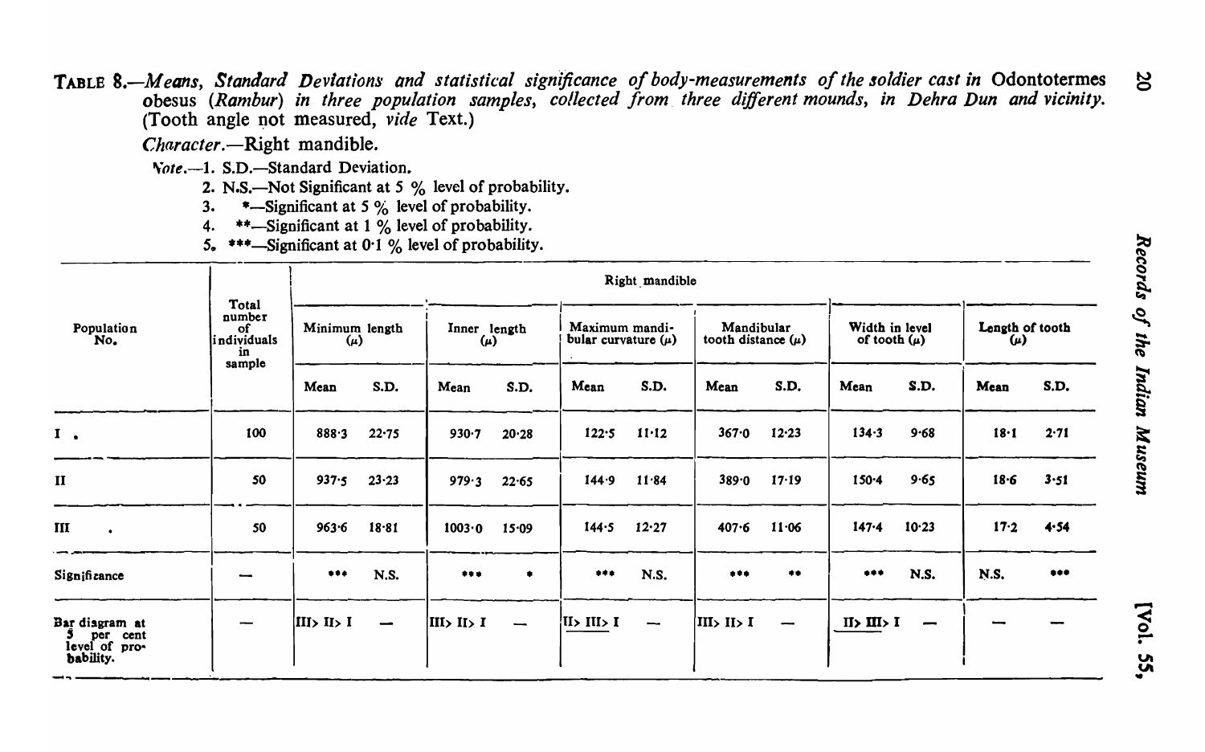TABLE 8.—*Means, Standard Deviations and statistical significance of body-measurements of the soldier cast in* Odontotermes obesus (*Rambur*) *in three population samples, collected from three different mounds, in Dehra Dun and vicinity.* (Tooth angle not measured, *vide* Text.)

*Character*.—Right mandible.

*Note*.—1. S.D.—Standard Deviation.

2. N.S.—Not Significant at 5 % level of probability.
3. *—Significant at 5 % level of probability.
4. **—Significant at 1 % level of probability.
5. ***—Significant at 0·1 % level of probability.

| Population No. | Total number of individuals in sample | Right mandible | | | | | | | | | | | |
|---|---|---|---|---|---|---|---|---|---|---|---|---|---|
| | | Minimum length (μ) | | Inner length (μ) | | Maximum mandibular curvature (μ) | | Mandibular tooth distance (μ) | | Width in level of tooth (μ) | | Length of tooth (μ) | |
| | | Mean | S.D. | Mean | S.D. | Mean | S.D. | Mean | S.D. | Mean | S.D. | Mean | S.D. |
| I | 100 | 888·3 | 22·75 | 930·7 | 20·28 | 122·5 | 11·12 | 367·0 | 12·23 | 134·3 | 9·68 | 18·1 | 2·71 |
| II | 50 | 937·5 | 23·23 | 979·3 | 22·65 | 144·9 | 11·84 | 389·0 | 17·19 | 150·4 | 9·65 | 18·6 | 3·51 |
| III | 50 | 963·6 | 18·81 | 1003·0 | 15·09 | 144·5 | 12·27 | 407·6 | 11·06 | 147·4 | 10·23 | 17·2 | 4·54 |
| Significance | — | *** | N.S. | *** | * | *** | N.S. | *** | ** | *** | N.S. | N.S. | *** |
| Bar diagram at 5 per cent level of probability. | — | III> II> I | — | III> II> I | — | II> III> I | — | III> II> I | — | II> III> I | — | — | — |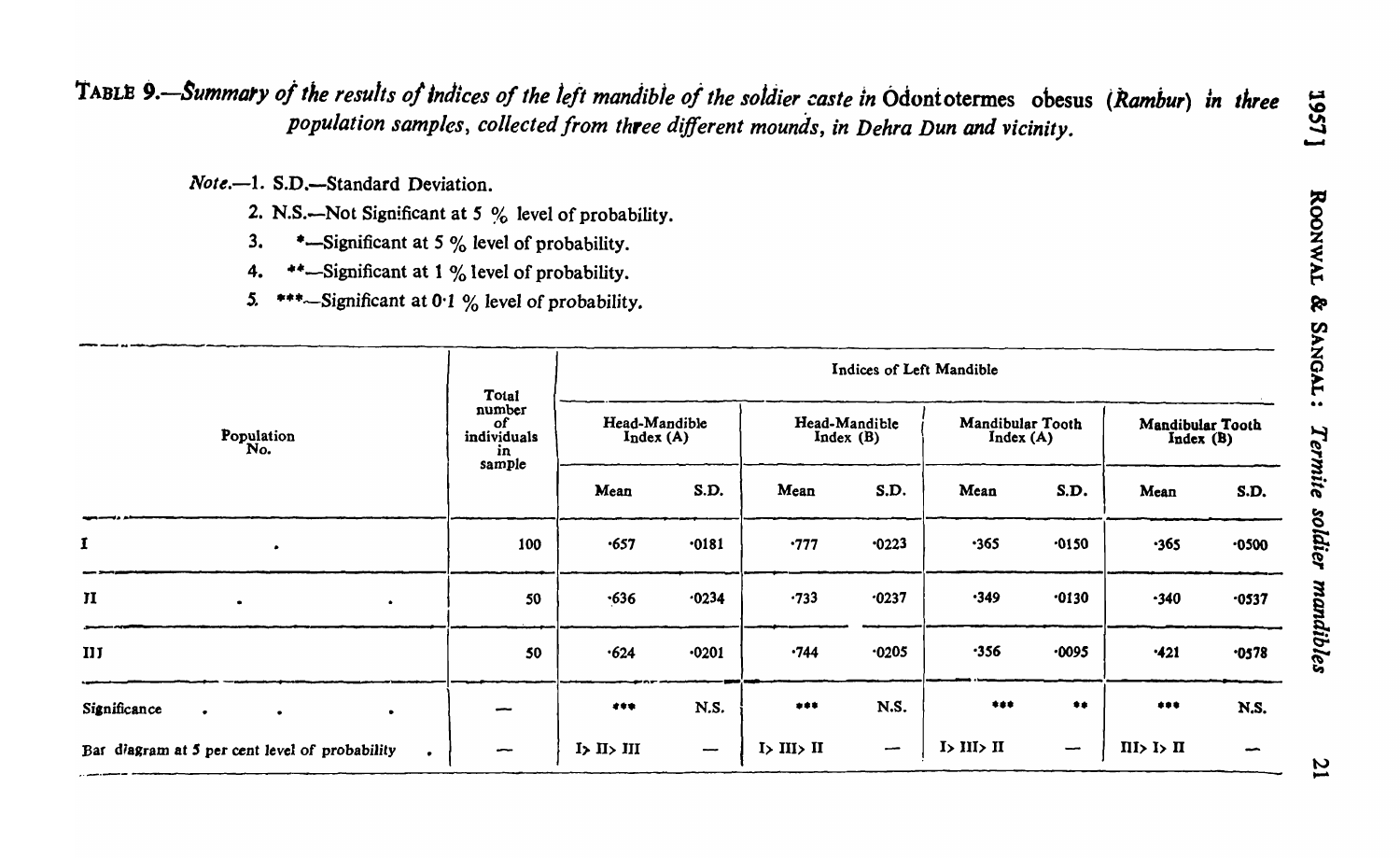**TABLE 9.**—*Summary of the results of indices of the left mandible of the soldier caste in* Odontotermes obesus (*Rambur*) *in three population samples, collected from three different mounds, in Dehra Dun and vicinity.*

*Note.*—1. S.D.—Standard Deviation.

2. N.S.—Not Significant at 5 % level of probability.
3. *—Significant at 5 % level of probability.
4. **—Significant at 1 % level of probability.
5. ***—Significant at 0·1 % level of probability.

| Population No. | Total number of individuals in sample | Indices of Left Mandible | | | | | | | |
|---|---|---|---|---|---|---|---|---|---|
| | | Head-Mandible Index (A) | | Head-Mandible Index (B) | | Mandibular Tooth Index (A) | | Mandibular Tooth Index (B) | |
| | | Mean | S.D. | Mean | S.D. | Mean | S.D. | Mean | S.D. |
| I | 100 | ·657 | ·0181 | ·777 | ·0223 | ·365 | ·0150 | ·365 | ·0500 |
| II | 50 | ·636 | ·0234 | ·733 | ·0237 | ·349 | ·0130 | ·340 | ·0537 |
| III | 50 | ·624 | ·0201 | ·744 | ·0205 | ·356 | ·0095 | ·421 | ·0578 |
| Significance | — | *** | N.S. | *** | N.S. | *** | ** | *** | N.S. |
| Bar diagram at 5 per cent level of probability | — | I> II> III | — | I> III> II | — | I> III> II | — | III> I> II | — |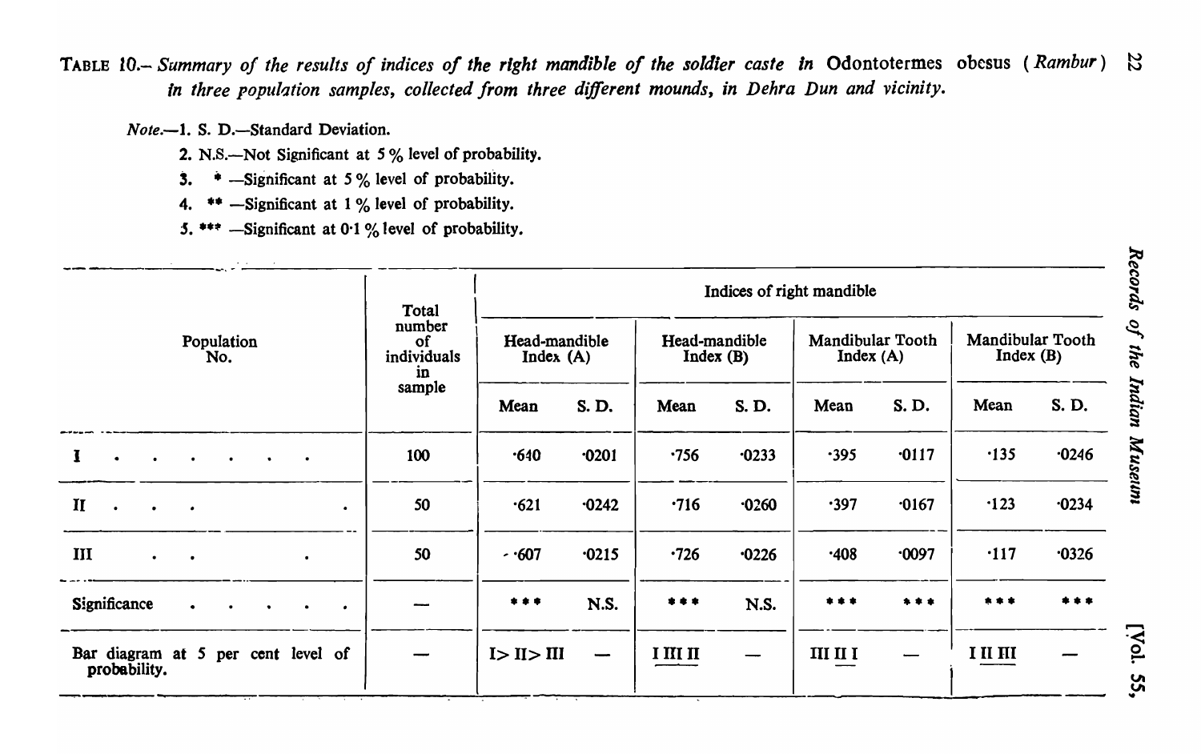TABLE 10.—*Summary of the results of indices of the right mandible of the soldier caste in* Odontotermes obesus (*Rambur*) *in three population samples, collected from three different mounds, in Dehra Dun and vicinity.*

*Note.*—1. S. D.—Standard Deviation.

2. N.S.—Not Significant at 5 % level of probability.
3. * —Significant at 5 % level of probability.
4. ** —Significant at 1 % level of probability.
5. *** —Significant at 0·1 % level of probability.

| Population No. | Total number of individuals in sample | Indices of right mandible | | | | | | | |
|---|---|---|---|---|---|---|---|---|---|
| | | Head-mandible Index (A) | | Head-mandible Index (B) | | Mandibular Tooth Index (A) | | Mandibular Tooth Index (B) | |
| | | Mean | S. D. | Mean | S. D. | Mean | S. D. | Mean | S. D. |
| I | 100 | ·640 | ·0201 | ·756 | ·0233 | ·395 | ·0117 | ·135 | ·0246 |
| II | 50 | ·621 | ·0242 | ·716 | ·0260 | ·397 | ·0167 | ·123 | ·0234 |
| III | 50 | ·607 | ·0215 | ·726 | ·0226 | ·408 | ·0097 | ·117 | ·0326 |
| Significance | — | *** | N.S. | *** | N.S. | *** | *** | *** | *** |
| Bar diagram at 5 per cent level of probability. | — | I> II> III | — | I III II | — | III II I | — | I II III | — |